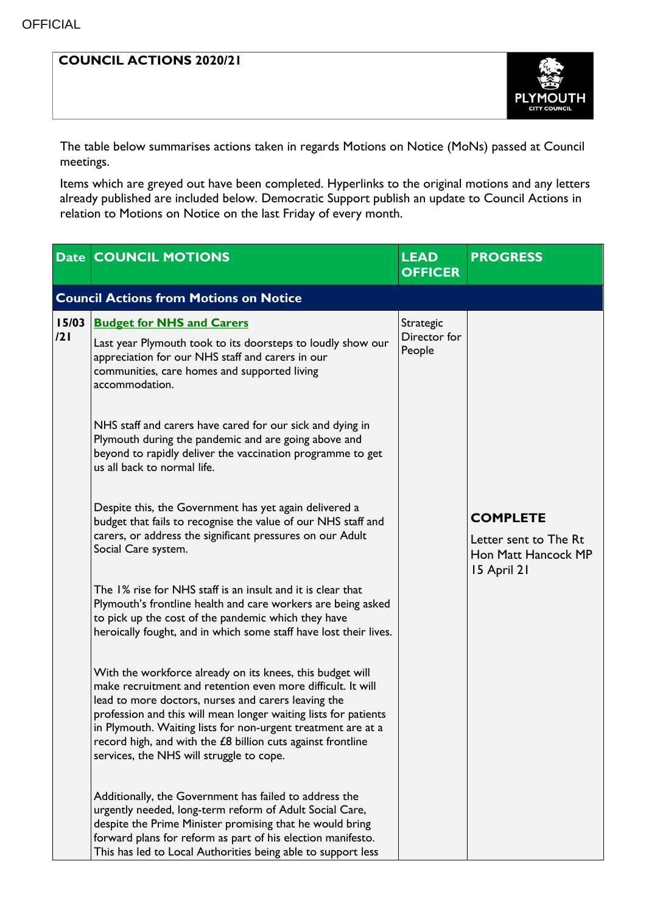OFFICIAL

# COUNCIL ACTIONS 2020/21

PLYMOUTH CITY COUNCIL

The table below summarises actions taken in regards Motions on Notice (MoNs) passed at Council meetings.

Items which are greyed out have been completed. Hyperlinks to the original motions and any letters already published are included below. Democratic Support publish an update to Council Actions in relation to Motions on Notice on the last Friday of every month.

| Date | COUNCIL MOTIONS | LEAD OFFICER | PROGRESS |
|---|---|---|---|
| **Council Actions from Motions on Notice** | | | |
| 15/03/21 | **Budget for NHS and Carers**<br><br>Last year Plymouth took to its doorsteps to loudly show our appreciation for our NHS staff and carers in our communities, care homes and supported living accommodation.<br><br>NHS staff and carers have cared for our sick and dying in Plymouth during the pandemic and are going above and beyond to rapidly deliver the vaccination programme to get us all back to normal life.<br><br>Despite this, the Government has yet again delivered a budget that fails to recognise the value of our NHS staff and carers, or address the significant pressures on our Adult Social Care system.<br><br>The 1% rise for NHS staff is an insult and it is clear that Plymouth's frontline health and care workers are being asked to pick up the cost of the pandemic which they have heroically fought, and in which some staff have lost their lives.<br><br>With the workforce already on its knees, this budget will make recruitment and retention even more difficult. It will lead to more doctors, nurses and carers leaving the profession and this will mean longer waiting lists for patients in Plymouth. Waiting lists for non-urgent treatment are at a record high, and with the £8 billion cuts against frontline services, the NHS will struggle to cope.<br><br>Additionally, the Government has failed to address the urgently needed, long-term reform of Adult Social Care, despite the Prime Minister promising that he would bring forward plans for reform as part of his election manifesto. This has led to Local Authorities being able to support less | Strategic Director for People | **COMPLETE**<br><br>Letter sent to The Rt Hon Matt Hancock MP 15 April 21 |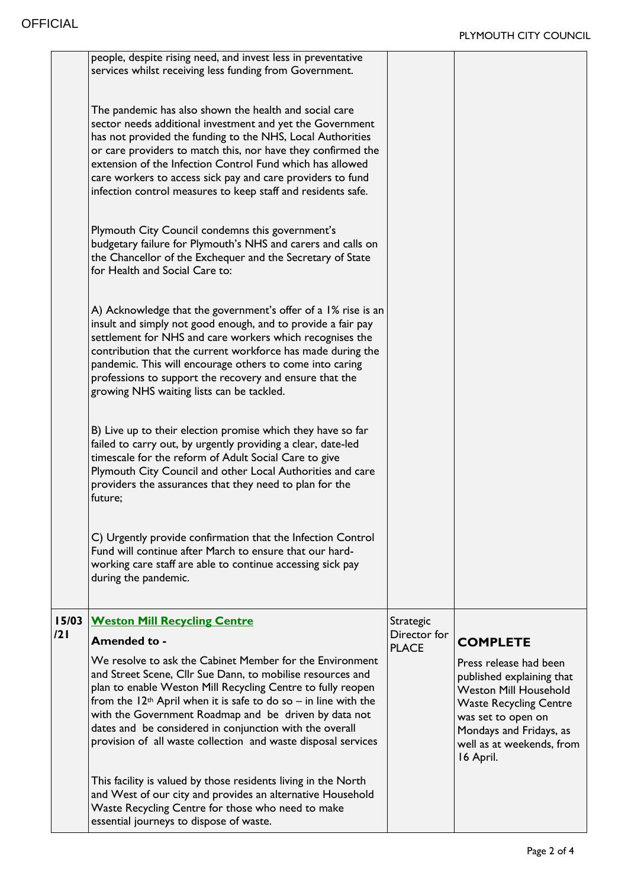| | | | |
|---|---|---|---|
| | people, despite rising need, and invest less in preventative services whilst receiving less funding from Government.<br><br>The pandemic has also shown the health and social care sector needs additional investment and yet the Government has not provided the funding to the NHS, Local Authorities or care providers to match this, nor have they confirmed the extension of the Infection Control Fund which has allowed care workers to access sick pay and care providers to fund infection control measures to keep staff and residents safe.<br><br>Plymouth City Council condemns this government's budgetary failure for Plymouth's NHS and carers and calls on the Chancellor of the Exchequer and the Secretary of State for Health and Social Care to:<br><br>A) Acknowledge that the government's offer of a 1% rise is an insult and simply not good enough, and to provide a fair pay settlement for NHS and care workers which recognises the contribution that the current workforce has made during the pandemic. This will encourage others to come into caring professions to support the recovery and ensure that the growing NHS waiting lists can be tackled.<br><br>B) Live up to their election promise which they have so far failed to carry out, by urgently providing a clear, date-led timescale for the reform of Adult Social Care to give Plymouth City Council and other Local Authorities and care providers the assurances that they need to plan for the future;<br><br>C) Urgently provide confirmation that the Infection Control Fund will continue after March to ensure that our hard-working care staff are able to continue accessing sick pay during the pandemic. | | |
| **15/03/21** | **Weston Mill Recycling Centre**<br><br>**Amended to -**<br><br>We resolve to ask the Cabinet Member for the Environment and Street Scene, Cllr Sue Dann, to mobilise resources and plan to enable Weston Mill Recycling Centre to fully reopen from the 12th April when it is safe to do so – in line with the with the Government Roadmap and be driven by data not dates and be considered in conjunction with the overall provision of all waste collection and waste disposal services<br><br>This facility is valued by those residents living in the North and West of our city and provides an alternative Household Waste Recycling Centre for those who need to make essential journeys to dispose of waste. | Strategic Director for PLACE | **COMPLETE**<br><br>Press release had been published explaining that Weston Mill Household Waste Recycling Centre was set to open on Mondays and Fridays, as well as at weekends, from 16 April. |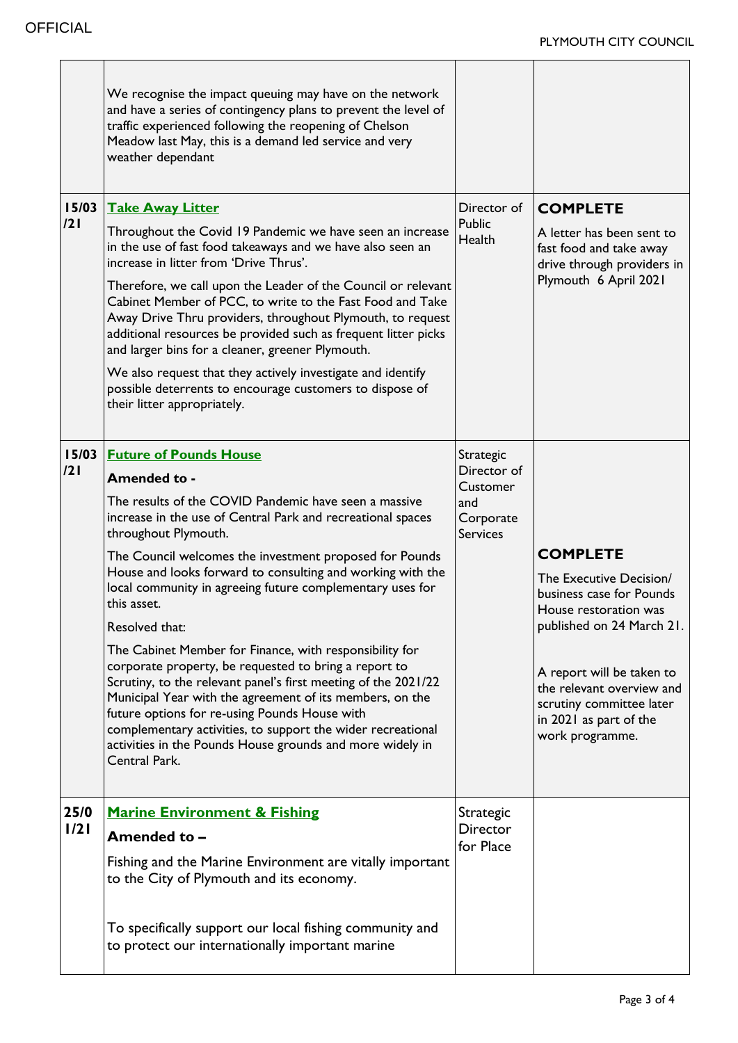| | | | |
|---|---|---|---|
| | We recognise the impact queuing may have on the network and have a series of contingency plans to prevent the level of traffic experienced following the reopening of Chelson Meadow last May, this is a demand led service and very weather dependant | | |
| 15/03/21 | **Take Away Litter**<br><br>Throughout the Covid 19 Pandemic we have seen an increase in the use of fast food takeaways and we have also seen an increase in litter from 'Drive Thrus'.<br><br>Therefore, we call upon the Leader of the Council or relevant Cabinet Member of PCC, to write to the Fast Food and Take Away Drive Thru providers, throughout Plymouth, to request additional resources be provided such as frequent litter picks and larger bins for a cleaner, greener Plymouth.<br><br>We also request that they actively investigate and identify possible deterrents to encourage customers to dispose of their litter appropriately. | Director of Public Health | **COMPLETE**<br><br>A letter has been sent to fast food and take away drive through providers in Plymouth 6 April 2021 |
| 15/03/21 | **Future of Pounds House**<br><br>**Amended to -**<br><br>The results of the COVID Pandemic have seen a massive increase in the use of Central Park and recreational spaces throughout Plymouth.<br><br>The Council welcomes the investment proposed for Pounds House and looks forward to consulting and working with the local community in agreeing future complementary uses for this asset.<br><br>Resolved that:<br><br>The Cabinet Member for Finance, with responsibility for corporate property, be requested to bring a report to Scrutiny, to the relevant panel's first meeting of the 2021/22 Municipal Year with the agreement of its members, on the future options for re-using Pounds House with complementary activities, to support the wider recreational activities in the Pounds House grounds and more widely in Central Park. | Strategic Director of Customer and Corporate Services | **COMPLETE**<br><br>The Executive Decision/ business case for Pounds House restoration was published on 24 March 21.<br><br>A report will be taken to the relevant overview and scrutiny committee later in 2021 as part of the work programme. |
| 25/01/21 | **Marine Environment & Fishing**<br><br>**Amended to –**<br><br>Fishing and the Marine Environment are vitally important to the City of Plymouth and its economy.<br><br>To specifically support our local fishing community and to protect our internationally important marine | Strategic Director for Place | |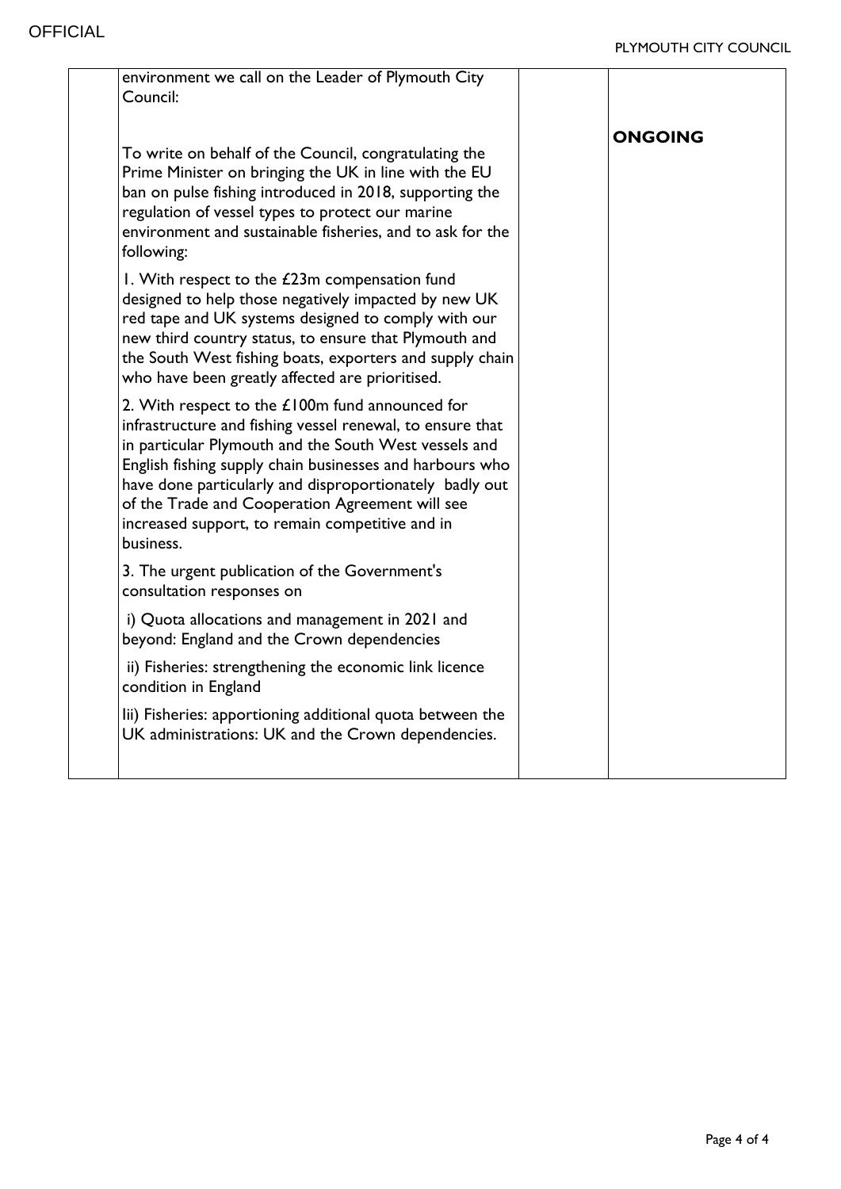| | | | |
|---|---|---|---|
| | environment we call on the Leader of Plymouth City Council:<br><br>To write on behalf of the Council, congratulating the Prime Minister on bringing the UK in line with the EU ban on pulse fishing introduced in 2018, supporting the regulation of vessel types to protect our marine environment and sustainable fisheries, and to ask for the following:<br><br>1. With respect to the £23m compensation fund designed to help those negatively impacted by new UK red tape and UK systems designed to comply with our new third country status, to ensure that Plymouth and the South West fishing boats, exporters and supply chain who have been greatly affected are prioritised.<br><br>2. With respect to the £100m fund announced for infrastructure and fishing vessel renewal, to ensure that in particular Plymouth and the South West vessels and English fishing supply chain businesses and harbours who have done particularly and disproportionately badly out of the Trade and Cooperation Agreement will see increased support, to remain competitive and in business.<br><br>3. The urgent publication of the Government's consultation responses on<br><br>i) Quota allocations and management in 2021 and beyond: England and the Crown dependencies<br><br>ii) Fisheries: strengthening the economic link licence condition in England<br><br>Iii) Fisheries: apportioning additional quota between the UK administrations: UK and the Crown dependencies. | | **ONGOING** |